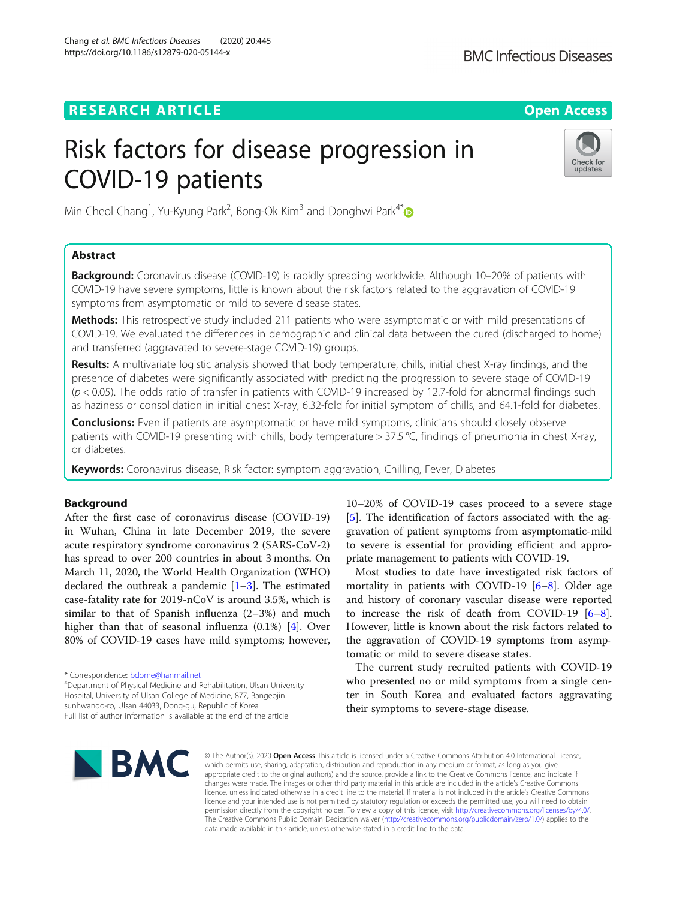RESEARCH ARTICLE

Open Access

# Risk factors for disease progression in COVID-19 patients

Min Cheol Chang[1], Yu-Kyung Park[2], Bong-Ok Kim[3] and Donghwi Park[4*]

## Abstract

**Background:** Coronavirus disease (COVID-19) is rapidly spreading worldwide. Although 10–20% of patients with COVID-19 have severe symptoms, little is known about the risk factors related to the aggravation of COVID-19 symptoms from asymptomatic or mild to severe disease states.

**Methods:** This retrospective study included 211 patients who were asymptomatic or with mild presentations of COVID-19. We evaluated the differences in demographic and clinical data between the cured (discharged to home) and transferred (aggravated to severe-stage COVID-19) groups.

**Results:** A multivariate logistic analysis showed that body temperature, chills, initial chest X-ray findings, and the presence of diabetes were significantly associated with predicting the progression to severe stage of COVID-19 ($p < 0.05$). The odds ratio of transfer in patients with COVID-19 increased by 12.7-fold for abnormal findings such as haziness or consolidation in initial chest X-ray, 6.32-fold for initial symptom of chills, and 64.1-fold for diabetes.

**Conclusions:** Even if patients are asymptomatic or have mild symptoms, clinicians should closely observe patients with COVID-19 presenting with chills, body temperature > 37.5 °C, findings of pneumonia in chest X-ray, or diabetes.

**Keywords:** Coronavirus disease, Risk factor: symptom aggravation, Chilling, Fever, Diabetes

## Background

After the first case of coronavirus disease (COVID-19) in Wuhan, China in late December 2019, the severe acute respiratory syndrome coronavirus 2 (SARS-CoV-2) has spread to over 200 countries in about 3 months. On March 11, 2020, the World Health Organization (WHO) declared the outbreak a pandemic [1–3]. The estimated case-fatality rate for 2019-nCoV is around 3.5%, which is similar to that of Spanish influenza (2–3%) and much higher than that of seasonal influenza (0.1%) [4]. Over 80% of COVID-19 cases have mild symptoms; however, 10–20% of COVID-19 cases proceed to a severe stage [5]. The identification of factors associated with the aggravation of patient symptoms from asymptomatic-mild to severe is essential for providing efficient and appropriate management to patients with COVID-19.

Most studies to date have investigated risk factors of mortality in patients with COVID-19 [6–8]. Older age and history of coronary vascular disease were reported to increase the risk of death from COVID-19 [6–8]. However, little is known about the risk factors related to the aggravation of COVID-19 symptoms from asymptomatic or mild to severe disease states.

The current study recruited patients with COVID-19 who presented no or mild symptoms from a single center in South Korea and evaluated factors aggravating their symptoms to severe-stage disease.

* Correspondence: bdome@hanmail.net
[4]Department of Physical Medicine and Rehabilitation, Ulsan University Hospital, University of Ulsan College of Medicine, 877, Bangeojin sunhwando-ro, Ulsan 44033, Dong-gu, Republic of Korea
Full list of author information is available at the end of the article

© The Author(s). 2020 **Open Access** This article is licensed under a Creative Commons Attribution 4.0 International License, which permits use, sharing, adaptation, distribution and reproduction in any medium or format, as long as you give appropriate credit to the original author(s) and the source, provide a link to the Creative Commons licence, and indicate if changes were made. The images or other third party material in this article are included in the article's Creative Commons licence, unless indicated otherwise in a credit line to the material. If material is not included in the article's Creative Commons licence and your intended use is not permitted by statutory regulation or exceeds the permitted use, you will need to obtain permission directly from the copyright holder. To view a copy of this licence, visit http://creativecommons.org/licenses/by/4.0/. The Creative Commons Public Domain Dedication waiver (http://creativecommons.org/publicdomain/zero/1.0/) applies to the data made available in this article, unless otherwise stated in a credit line to the data.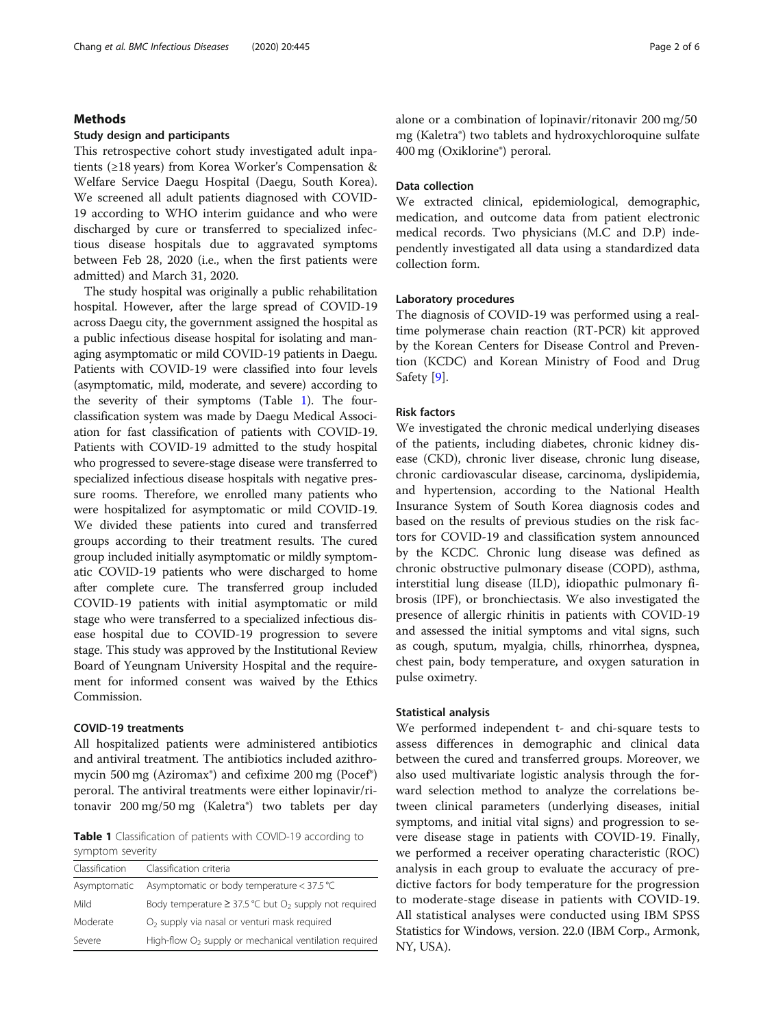## Methods

### Study design and participants

This retrospective cohort study investigated adult inpatients (≥18 years) from Korea Worker's Compensation & Welfare Service Daegu Hospital (Daegu, South Korea). We screened all adult patients diagnosed with COVID-19 according to WHO interim guidance and who were discharged by cure or transferred to specialized infectious disease hospitals due to aggravated symptoms between Feb 28, 2020 (i.e., when the first patients were admitted) and March 31, 2020.

The study hospital was originally a public rehabilitation hospital. However, after the large spread of COVID-19 across Daegu city, the government assigned the hospital as a public infectious disease hospital for isolating and managing asymptomatic or mild COVID-19 patients in Daegu. Patients with COVID-19 were classified into four levels (asymptomatic, mild, moderate, and severe) according to the severity of their symptoms (Table 1). The four-classification system was made by Daegu Medical Association for fast classification of patients with COVID-19. Patients with COVID-19 admitted to the study hospital who progressed to severe-stage disease were transferred to specialized infectious disease hospitals with negative pressure rooms. Therefore, we enrolled many patients who were hospitalized for asymptomatic or mild COVID-19. We divided these patients into cured and transferred groups according to their treatment results. The cured group included initially asymptomatic or mildly symptomatic COVID-19 patients who were discharged to home after complete cure. The transferred group included COVID-19 patients with initial asymptomatic or mild stage who were transferred to a specialized infectious disease hospital due to COVID-19 progression to severe stage. This study was approved by the Institutional Review Board of Yeungnam University Hospital and the requirement for informed consent was waived by the Ethics Commission.

### COVID-19 treatments

All hospitalized patients were administered antibiotics and antiviral treatment. The antibiotics included azithromycin 500 mg (Aziromax®) and cefixime 200 mg (Pocef®) peroral. The antiviral treatments were either lopinavir/ritonavir 200 mg/50 mg (Kaletra®) two tablets per day alone or a combination of lopinavir/ritonavir 200 mg/50 mg (Kaletra®) two tablets and hydroxychloroquine sulfate 400 mg (Oxiklorine®) peroral.

**Table 1** Classification of patients with COVID-19 according to symptom severity

| Classification | Classification criteria |
| --- | --- |
| Asymptomatic | Asymptomatic or body temperature < 37.5 °C |
| Mild | Body temperature ≥ 37.5 °C but $O_2$ supply not required |
| Moderate | $O_2$ supply via nasal or venturi mask required |
| Severe | High-flow $O_2$ supply or mechanical ventilation required |

### Data collection

We extracted clinical, epidemiological, demographic, medication, and outcome data from patient electronic medical records. Two physicians (M.C and D.P) independently investigated all data using a standardized data collection form.

### Laboratory procedures

The diagnosis of COVID-19 was performed using a real-time polymerase chain reaction (RT-PCR) kit approved by the Korean Centers for Disease Control and Prevention (KCDC) and Korean Ministry of Food and Drug Safety [9].

### Risk factors

We investigated the chronic medical underlying diseases of the patients, including diabetes, chronic kidney disease (CKD), chronic liver disease, chronic lung disease, chronic cardiovascular disease, carcinoma, dyslipidemia, and hypertension, according to the National Health Insurance System of South Korea diagnosis codes and based on the results of previous studies on the risk factors for COVID-19 and classification system announced by the KCDC. Chronic lung disease was defined as chronic obstructive pulmonary disease (COPD), asthma, interstitial lung disease (ILD), idiopathic pulmonary fibrosis (IPF), or bronchiectasis. We also investigated the presence of allergic rhinitis in patients with COVID-19 and assessed the initial symptoms and vital signs, such as cough, sputum, myalgia, chills, rhinorrhea, dyspnea, chest pain, body temperature, and oxygen saturation in pulse oximetry.

### Statistical analysis

We performed independent t- and chi-square tests to assess differences in demographic and clinical data between the cured and transferred groups. Moreover, we also used multivariate logistic analysis through the forward selection method to analyze the correlations between clinical parameters (underlying diseases, initial symptoms, and initial vital signs) and progression to severe disease stage in patients with COVID-19. Finally, we performed a receiver operating characteristic (ROC) analysis in each group to evaluate the accuracy of predictive factors for body temperature for the progression to moderate-stage disease in patients with COVID-19. All statistical analyses were conducted using IBM SPSS Statistics for Windows, version. 22.0 (IBM Corp., Armonk, NY, USA).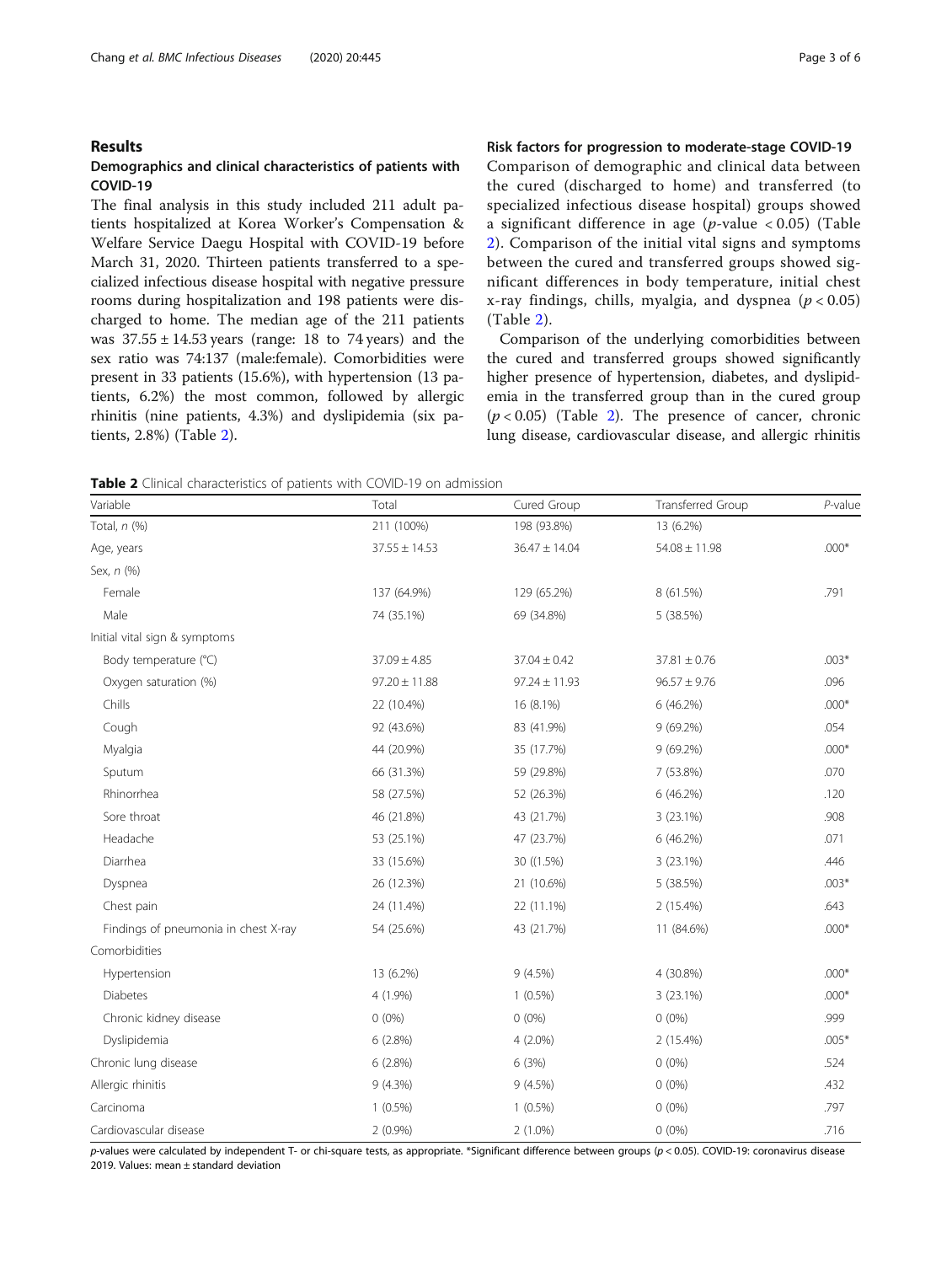## Results

### Demographics and clinical characteristics of patients with COVID-19

The final analysis in this study included 211 adult patients hospitalized at Korea Worker's Compensation & Welfare Service Daegu Hospital with COVID-19 before March 31, 2020. Thirteen patients transferred to a specialized infectious disease hospital with negative pressure rooms during hospitalization and 198 patients were discharged to home. The median age of the 211 patients was 37.55 ± 14.53 years (range: 18 to 74 years) and the sex ratio was 74:137 (male:female). Comorbidities were present in 33 patients (15.6%), with hypertension (13 patients, 6.2%) the most common, followed by allergic rhinitis (nine patients, 4.3%) and dyslipidemia (six patients, 2.8%) (Table 2).

### Risk factors for progression to moderate-stage COVID-19

Comparison of demographic and clinical data between the cured (discharged to home) and transferred (to specialized infectious disease hospital) groups showed a significant difference in age (*p*-value < 0.05) (Table 2). Comparison of the initial vital signs and symptoms between the cured and transferred groups showed significant differences in body temperature, initial chest x-ray findings, chills, myalgia, and dyspnea ($p < 0.05$) (Table 2).

Comparison of the underlying comorbidities between the cured and transferred groups showed significantly higher presence of hypertension, diabetes, and dyslipidemia in the transferred group than in the cured group ($p < 0.05$) (Table 2). The presence of cancer, chronic lung disease, cardiovascular disease, and allergic rhinitis

**Table 2** Clinical characteristics of patients with COVID-19 on admission

| Variable | Total | Cured Group | Transferred Group | *P*-value |
|---|---|---|---|---|
| Total, *n* (%) | 211 (100%) | 198 (93.8%) | 13 (6.2%) | |
| Age, years | 37.55 ± 14.53 | 36.47 ± 14.04 | 54.08 ± 11.98 | .000* |
| Sex, *n* (%) | | | | |
| Female | 137 (64.9%) | 129 (65.2%) | 8 (61.5%) | .791 |
| Male | 74 (35.1%) | 69 (34.8%) | 5 (38.5%) | |
| Initial vital sign & symptoms | | | | |
| Body temperature (°C) | 37.09 ± 4.85 | 37.04 ± 0.42 | 37.81 ± 0.76 | .003* |
| Oxygen saturation (%) | 97.20 ± 11.88 | 97.24 ± 11.93 | 96.57 ± 9.76 | .096 |
| Chills | 22 (10.4%) | 16 (8.1%) | 6 (46.2%) | .000* |
| Cough | 92 (43.6%) | 83 (41.9%) | 9 (69.2%) | .054 |
| Myalgia | 44 (20.9%) | 35 (17.7%) | 9 (69.2%) | .000* |
| Sputum | 66 (31.3%) | 59 (29.8%) | 7 (53.8%) | .070 |
| Rhinorrhea | 58 (27.5%) | 52 (26.3%) | 6 (46.2%) | .120 |
| Sore throat | 46 (21.8%) | 43 (21.7%) | 3 (23.1%) | .908 |
| Headache | 53 (25.1%) | 47 (23.7%) | 6 (46.2%) | .071 |
| Diarrhea | 33 (15.6%) | 30 ((1.5%) | 3 (23.1%) | .446 |
| Dyspnea | 26 (12.3%) | 21 (10.6%) | 5 (38.5%) | .003* |
| Chest pain | 24 (11.4%) | 22 (11.1%) | 2 (15.4%) | .643 |
| Findings of pneumonia in chest X-ray | 54 (25.6%) | 43 (21.7%) | 11 (84.6%) | .000* |
| Comorbidities | | | | |
| Hypertension | 13 (6.2%) | 9 (4.5%) | 4 (30.8%) | .000* |
| Diabetes | 4 (1.9%) | 1 (0.5%) | 3 (23.1%) | .000* |
| Chronic kidney disease | 0 (0%) | 0 (0%) | 0 (0%) | .999 |
| Dyslipidemia | 6 (2.8%) | 4 (2.0%) | 2 (15.4%) | .005* |
| Chronic lung disease | 6 (2.8%) | 6 (3%) | 0 (0%) | .524 |
| Allergic rhinitis | 9 (4.3%) | 9 (4.5%) | 0 (0%) | .432 |
| Carcinoma | 1 (0.5%) | 1 (0.5%) | 0 (0%) | .797 |
| Cardiovascular disease | 2 (0.9%) | 2 (1.0%) | 0 (0%) | .716 |

*p*-values were calculated by independent T- or chi-square tests, as appropriate. *Significant difference between groups ($p < 0.05$). COVID-19: coronavirus disease 2019. Values: mean ± standard deviation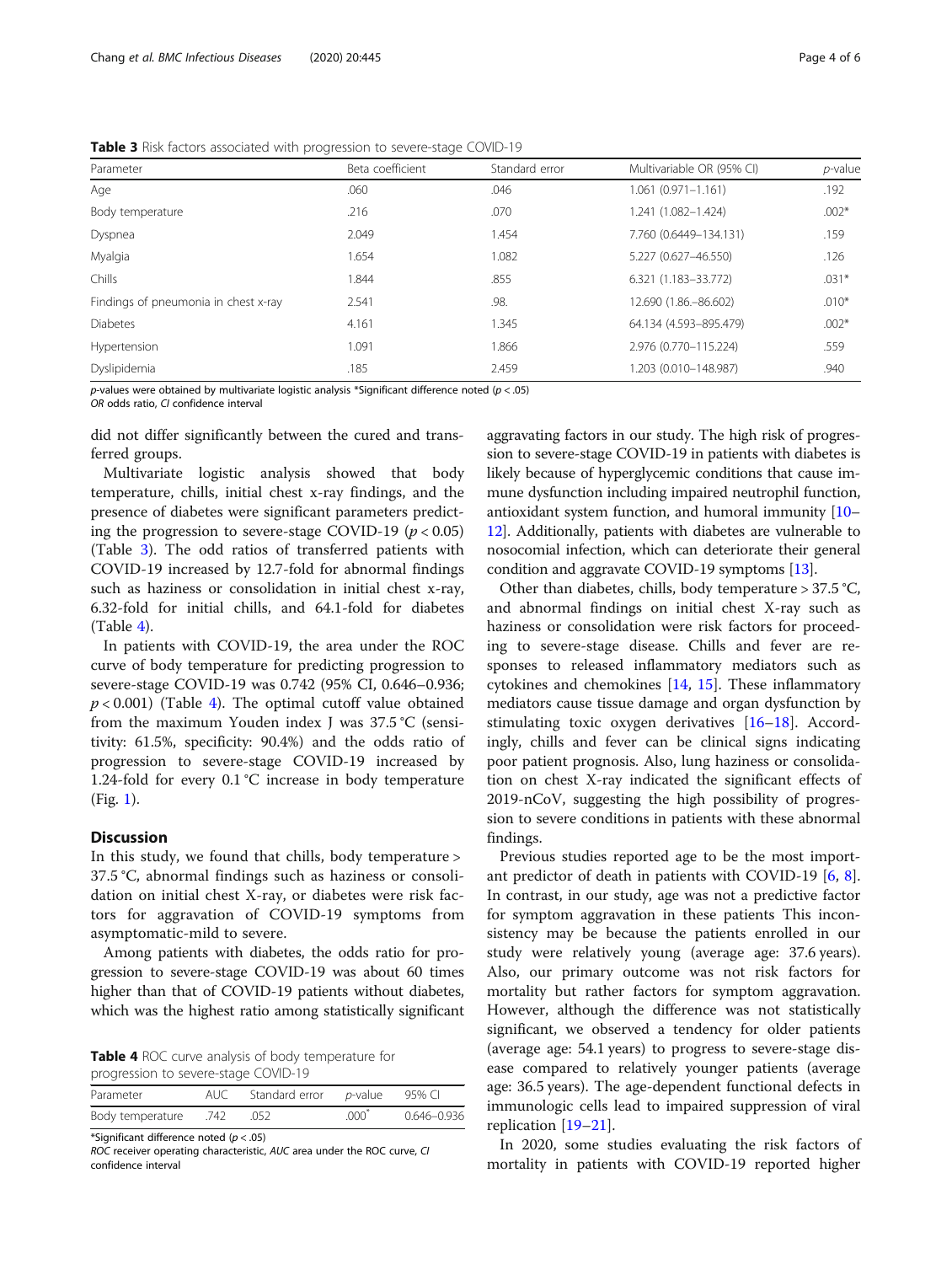**Table 3** Risk factors associated with progression to severe-stage COVID-19

| Parameter | Beta coefficient | Standard error | Multivariable OR (95% CI) | *p*-value |
|---|---|---|---|---|
| Age | .060 | .046 | 1.061 (0.971–1.161) | .192 |
| Body temperature | .216 | .070 | 1.241 (1.082–1.424) | .002* |
| Dyspnea | 2.049 | 1.454 | 7.760 (0.6449–134.131) | .159 |
| Myalgia | 1.654 | 1.082 | 5.227 (0.627–46.550) | .126 |
| Chills | 1.844 | .855 | 6.321 (1.183–33.772) | .031* |
| Findings of pneumonia in chest x-ray | 2.541 | .98. | 12.690 (1.86.–86.602) | .010* |
| Diabetes | 4.161 | 1.345 | 64.134 (4.593–895.479) | .002* |
| Hypertension | 1.091 | 1.866 | 2.976 (0.770–115.224) | .559 |
| Dyslipidemia | .185 | 2.459 | 1.203 (0.010–148.987) | .940 |

*p*-values were obtained by multivariate logistic analysis *Significant difference noted ($p < .05$)
*OR* odds ratio, *CI* confidence interval

did not differ significantly between the cured and transferred groups.

Multivariate logistic analysis showed that body temperature, chills, initial chest x-ray findings, and the presence of diabetes were significant parameters predicting the progression to severe-stage COVID-19 ($p < 0.05$) (Table 3). The odd ratios of transferred patients with COVID-19 increased by 12.7-fold for abnormal findings such as haziness or consolidation in initial chest x-ray, 6.32-fold for initial chills, and 64.1-fold for diabetes (Table 4).

In patients with COVID-19, the area under the ROC curve of body temperature for predicting progression to severe-stage COVID-19 was 0.742 (95% CI, 0.646–0.936; $p < 0.001$) (Table 4). The optimal cutoff value obtained from the maximum Youden index J was 37.5 °C (sensitivity: 61.5%, specificity: 90.4%) and the odds ratio of progression to severe-stage COVID-19 increased by 1.24-fold for every 0.1 °C increase in body temperature (Fig. 1).

**Table 4** ROC curve analysis of body temperature for progression to severe-stage COVID-19

| Parameter | AUC | Standard error | *p*-value | 95% CI |
|---|---|---|---|---|
| Body temperature | .742 | .052 | .000* | 0.646–0.936 |

*Significant difference noted ($p < .05$)
*ROC* receiver operating characteristic, *AUC* area under the ROC curve, *CI* confidence interval

## Discussion

In this study, we found that chills, body temperature > 37.5 °C, abnormal findings such as haziness or consolidation on initial chest X-ray, or diabetes were risk factors for aggravation of COVID-19 symptoms from asymptomatic-mild to severe.

Among patients with diabetes, the odds ratio for progression to severe-stage COVID-19 was about 60 times higher than that of COVID-19 patients without diabetes, which was the highest ratio among statistically significant aggravating factors in our study. The high risk of progression to severe-stage COVID-19 in patients with diabetes is likely because of hyperglycemic conditions that cause immune dysfunction including impaired neutrophil function, antioxidant system function, and humoral immunity [10–12]. Additionally, patients with diabetes are vulnerable to nosocomial infection, which can deteriorate their general condition and aggravate COVID-19 symptoms [13].

Other than diabetes, chills, body temperature > 37.5 °C, and abnormal findings on initial chest X-ray such as haziness or consolidation were risk factors for proceeding to severe-stage disease. Chills and fever are responses to released inflammatory mediators such as cytokines and chemokines [14, 15]. These inflammatory mediators cause tissue damage and organ dysfunction by stimulating toxic oxygen derivatives [16–18]. Accordingly, chills and fever can be clinical signs indicating poor patient prognosis. Also, lung haziness or consolidation on chest X-ray indicated the significant effects of 2019-nCoV, suggesting the high possibility of progression to severe conditions in patients with these abnormal findings.

Previous studies reported age to be the most important predictor of death in patients with COVID-19 [6, 8]. In contrast, in our study, age was not a predictive factor for symptom aggravation in these patients This inconsistency may be because the patients enrolled in our study were relatively young (average age: 37.6 years). Also, our primary outcome was not risk factors for mortality but rather factors for symptom aggravation. However, although the difference was not statistically significant, we observed a tendency for older patients (average age: 54.1 years) to progress to severe-stage disease compared to relatively younger patients (average age: 36.5 years). The age-dependent functional defects in immunologic cells lead to impaired suppression of viral replication [19–21].

In 2020, some studies evaluating the risk factors of mortality in patients with COVID-19 reported higher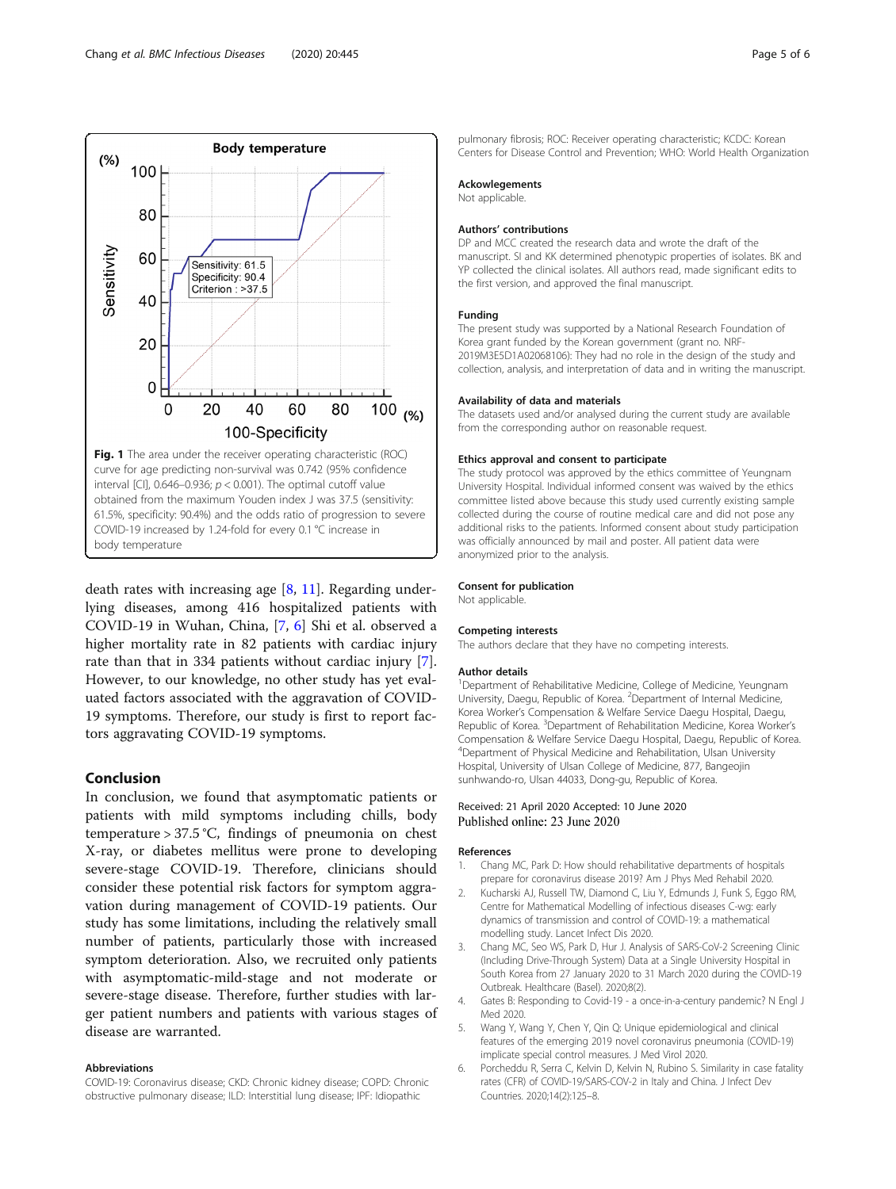Fig. 1 The area under the receiver operating characteristic (ROC) curve for age predicting non-survival was 0.742 (95% confidence interval [CI], 0.646–0.936; $p < 0.001$). The optimal cutoff value obtained from the maximum Youden index J was 37.5 (sensitivity: 61.5%, specificity: 90.4%) and the odds ratio of progression to severe COVID-19 increased by 1.24-fold for every 0.1 °C increase in body temperature

death rates with increasing age [8, 11]. Regarding underlying diseases, among 416 hospitalized patients with COVID-19 in Wuhan, China, [7, 6] Shi et al. observed a higher mortality rate in 82 patients with cardiac injury rate than that in 334 patients without cardiac injury [7]. However, to our knowledge, no other study has yet evaluated factors associated with the aggravation of COVID-19 symptoms. Therefore, our study is first to report factors aggravating COVID-19 symptoms.

## Conclusion

In conclusion, we found that asymptomatic patients or patients with mild symptoms including chills, body temperature > 37.5 °C, findings of pneumonia on chest X-ray, or diabetes mellitus were prone to developing severe-stage COVID-19. Therefore, clinicians should consider these potential risk factors for symptom aggravation during management of COVID-19 patients. Our study has some limitations, including the relatively small number of patients, particularly those with increased symptom deterioration. Also, we recruited only patients with asymptomatic-mild-stage and not moderate or severe-stage disease. Therefore, further studies with larger patient numbers and patients with various stages of disease are warranted.

### Abbreviations

COVID-19: Coronavirus disease; CKD: Chronic kidney disease; COPD: Chronic obstructive pulmonary disease; ILD: Interstitial lung disease; IPF: Idiopathic pulmonary fibrosis; ROC: Receiver operating characteristic; KCDC: Korean Centers for Disease Control and Prevention; WHO: World Health Organization

### Ackowlegements

Not applicable.

### Authors' contributions

DP and MCC created the research data and wrote the draft of the manuscript. SI and KK determined phenotypic properties of isolates. BK and YP collected the clinical isolates. All authors read, made significant edits to the first version, and approved the final manuscript.

### Funding

The present study was supported by a National Research Foundation of Korea grant funded by the Korean government (grant no. NRF-2019M3E5D1A02068106): They had no role in the design of the study and collection, analysis, and interpretation of data and in writing the manuscript.

### Availability of data and materials

The datasets used and/or analysed during the current study are available from the corresponding author on reasonable request.

### Ethics approval and consent to participate

The study protocol was approved by the ethics committee of Yeungnam University Hospital. Individual informed consent was waived by the ethics committee listed above because this study used currently existing sample collected during the course of routine medical care and did not pose any additional risks to the patients. Informed consent about study participation was officially announced by mail and poster. All patient data were anonymized prior to the analysis.

### Consent for publication

Not applicable.

### Competing interests

The authors declare that they have no competing interests.

### Author details

[1]Department of Rehabilitative Medicine, College of Medicine, Yeungnam University, Daegu, Republic of Korea. [2]Department of Internal Medicine, Korea Worker's Compensation & Welfare Service Daegu Hospital, Daegu, Republic of Korea. [3]Department of Rehabilitation Medicine, Korea Worker's Compensation & Welfare Service Daegu Hospital, Daegu, Republic of Korea. [4]Department of Physical Medicine and Rehabilitation, Ulsan University Hospital, University of Ulsan College of Medicine, 877, Bangeojin sunhwando-ro, Ulsan 44033, Dong-gu, Republic of Korea.

Received: 21 April 2020 Accepted: 10 June 2020
Published online: 23 June 2020

### References

1. Chang MC, Park D: How should rehabilitative departments of hospitals prepare for coronavirus disease 2019? Am J Phys Med Rehabil 2020.
2. Kucharski AJ, Russell TW, Diamond C, Liu Y, Edmunds J, Funk S, Eggo RM, Centre for Mathematical Modelling of infectious diseases C-wg: early dynamics of transmission and control of COVID-19: a mathematical modelling study. Lancet Infect Dis 2020.
3. Chang MC, Seo WS, Park D, Hur J. Analysis of SARS-CoV-2 Screening Clinic (Including Drive-Through System) Data at a Single University Hospital in South Korea from 27 January 2020 to 31 March 2020 during the COVID-19 Outbreak. Healthcare (Basel). 2020;8(2).
4. Gates B: Responding to Covid-19 - a once-in-a-century pandemic? N Engl J Med 2020.
5. Wang Y, Wang Y, Chen Y, Qin Q: Unique epidemiological and clinical features of the emerging 2019 novel coronavirus pneumonia (COVID-19) implicate special control measures. J Med Virol 2020.
6. Porcheddu R, Serra C, Kelvin D, Kelvin N, Rubino S. Similarity in case fatality rates (CFR) of COVID-19/SARS-COV-2 in Italy and China. J Infect Dev Countries. 2020;14(2):125–8.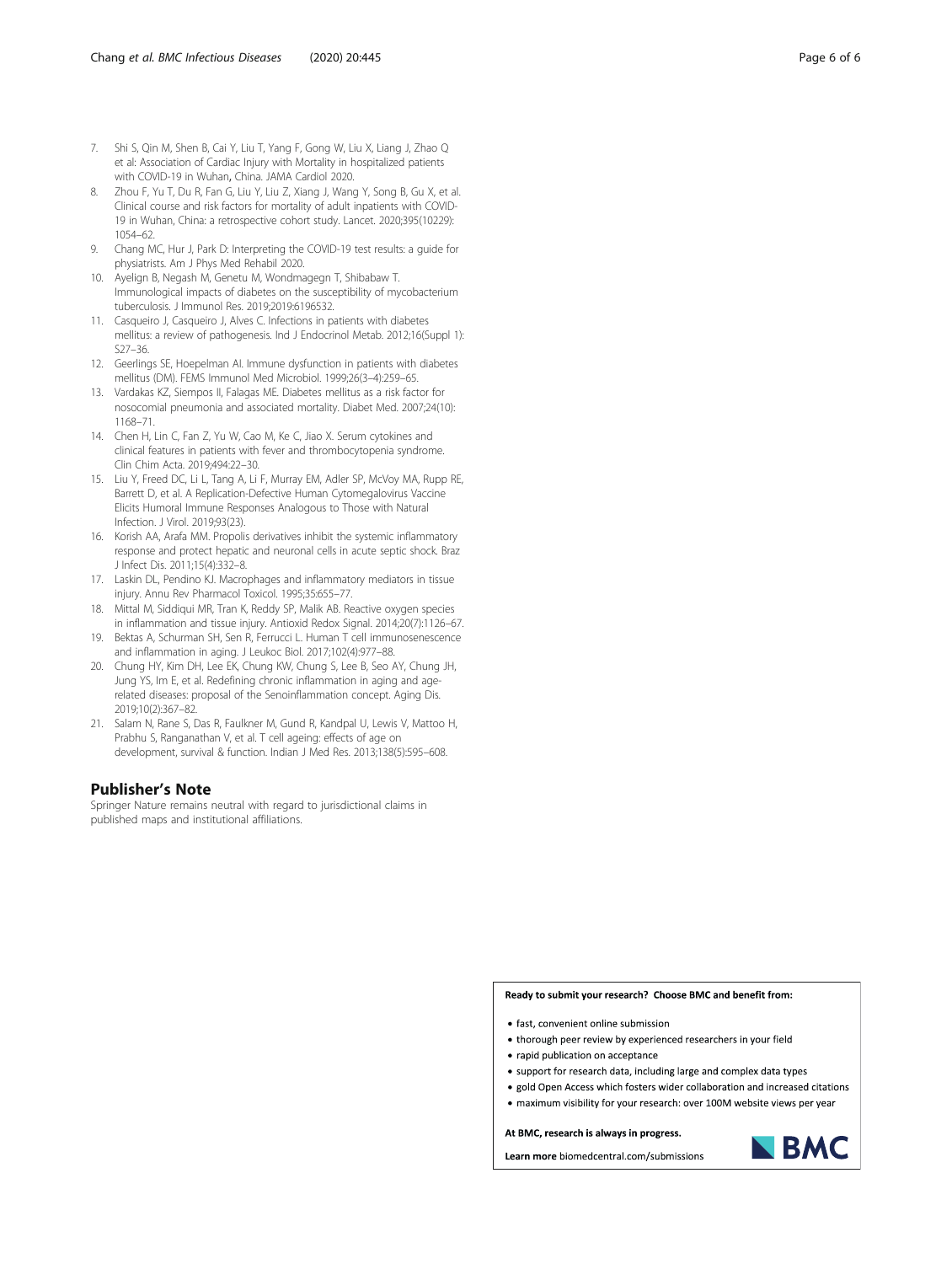7. Shi S, Qin M, Shen B, Cai Y, Liu T, Yang F, Gong W, Liu X, Liang J, Zhao Q et al: Association of Cardiac Injury with Mortality in hospitalized patients with COVID-19 in Wuhan, China. JAMA Cardiol 2020.
8. Zhou F, Yu T, Du R, Fan G, Liu Y, Liu Z, Xiang J, Wang Y, Song B, Gu X, et al. Clinical course and risk factors for mortality of adult inpatients with COVID-19 in Wuhan, China: a retrospective cohort study. Lancet. 2020;395(10229): 1054–62.
9. Chang MC, Hur J, Park D: Interpreting the COVID-19 test results: a guide for physiatrists. Am J Phys Med Rehabil 2020.
10. Ayelign B, Negash M, Genetu M, Wondmagegn T, Shibabaw T. Immunological impacts of diabetes on the susceptibility of mycobacterium tuberculosis. J Immunol Res. 2019;2019:6196532.
11. Casqueiro J, Casqueiro J, Alves C. Infections in patients with diabetes mellitus: a review of pathogenesis. Ind J Endocrinol Metab. 2012;16(Suppl 1): S27–36.
12. Geerlings SE, Hoepelman AI. Immune dysfunction in patients with diabetes mellitus (DM). FEMS Immunol Med Microbiol. 1999;26(3–4):259–65.
13. Vardakas KZ, Siempos II, Falagas ME. Diabetes mellitus as a risk factor for nosocomial pneumonia and associated mortality. Diabet Med. 2007;24(10): 1168–71.
14. Chen H, Lin C, Fan Z, Yu W, Cao M, Ke C, Jiao X. Serum cytokines and clinical features in patients with fever and thrombocytopenia syndrome. Clin Chim Acta. 2019;494:22–30.
15. Liu Y, Freed DC, Li L, Tang A, Li F, Murray EM, Adler SP, McVoy MA, Rupp RE, Barrett D, et al. A Replication-Defective Human Cytomegalovirus Vaccine Elicits Humoral Immune Responses Analogous to Those with Natural Infection. J Virol. 2019;93(23).
16. Korish AA, Arafa MM. Propolis derivatives inhibit the systemic inflammatory response and protect hepatic and neuronal cells in acute septic shock. Braz J Infect Dis. 2011;15(4):332–8.
17. Laskin DL, Pendino KJ. Macrophages and inflammatory mediators in tissue injury. Annu Rev Pharmacol Toxicol. 1995;35:655–77.
18. Mittal M, Siddiqui MR, Tran K, Reddy SP, Malik AB. Reactive oxygen species in inflammation and tissue injury. Antioxid Redox Signal. 2014;20(7):1126–67.
19. Bektas A, Schurman SH, Sen R, Ferrucci L. Human T cell immunosenescence and inflammation in aging. J Leukoc Biol. 2017;102(4):977–88.
20. Chung HY, Kim DH, Lee EK, Chung KW, Chung S, Lee B, Seo AY, Chung JH, Jung YS, Im E, et al. Redefining chronic inflammation in aging and age-related diseases: proposal of the Senoinflammation concept. Aging Dis. 2019;10(2):367–82.
21. Salam N, Rane S, Das R, Faulkner M, Gund R, Kandpal U, Lewis V, Mattoo H, Prabhu S, Ranganathan V, et al. T cell ageing: effects of age on development, survival & function. Indian J Med Res. 2013;138(5):595–608.

## Publisher's Note

Springer Nature remains neutral with regard to jurisdictional claims in published maps and institutional affiliations.